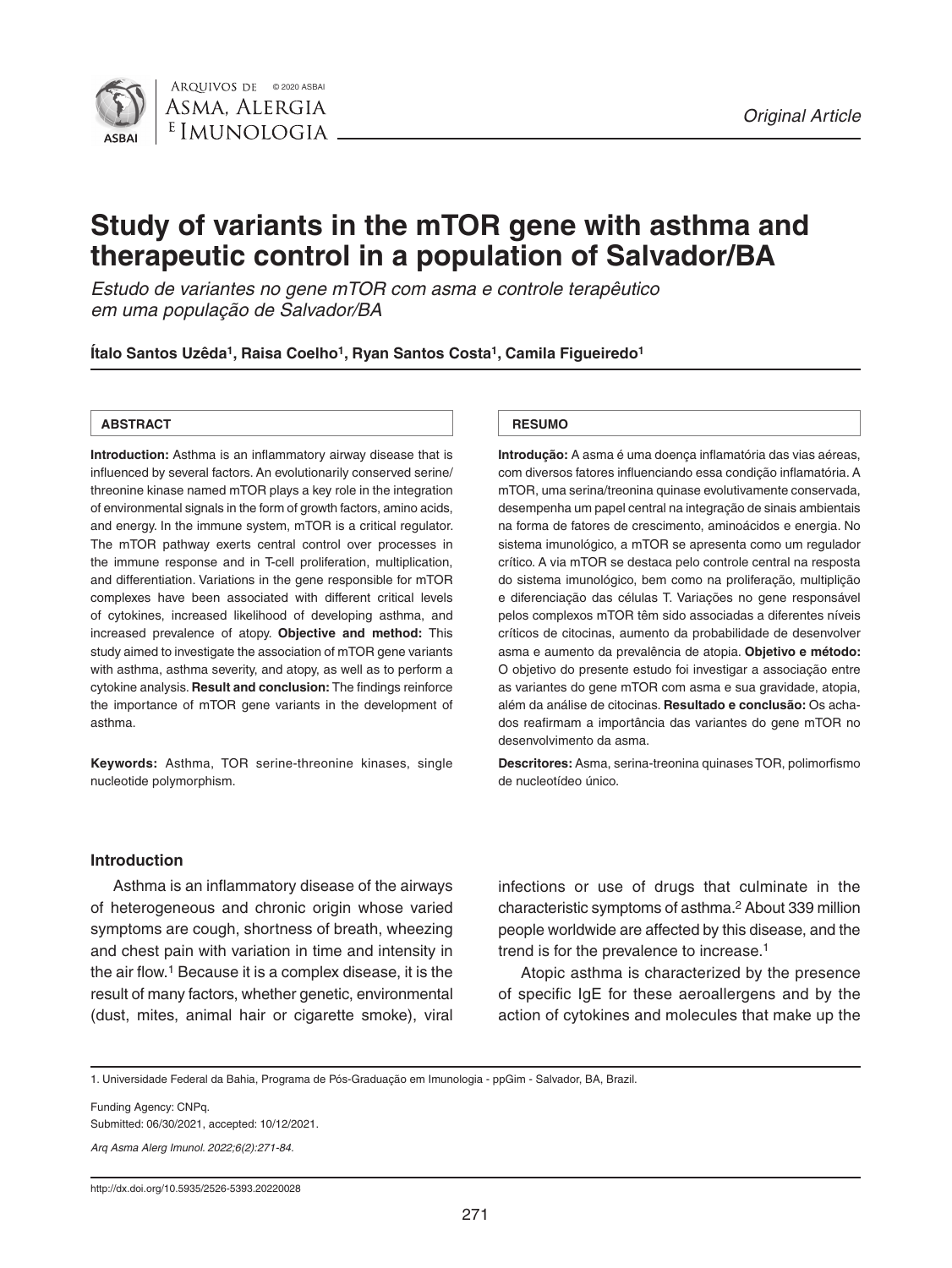Original Article

# Study of variants in the mTOR gene with asthma and therapeutic control in a population of Salvador/BA

*Estudo de variantes no gene mTOR com asma e controle terapêutico em uma população de Salvador/BA*

**Ítalo Santos Uzêda[1], Raisa Coelho[1], Ryan Santos Costa[1], Camila Figueiredo[1]**

#### ABSTRACT

**Introduction:** Asthma is an inflammatory airway disease that is influenced by several factors. An evolutionarily conserved serine/threonine kinase named mTOR plays a key role in the integration of environmental signals in the form of growth factors, amino acids, and energy. In the immune system, mTOR is a critical regulator. The mTOR pathway exerts central control over processes in the immune response and in T-cell proliferation, multiplication, and differentiation. Variations in the gene responsible for mTOR complexes have been associated with different critical levels of cytokines, increased likelihood of developing asthma, and increased prevalence of atopy. **Objective and method:** This study aimed to investigate the association of mTOR gene variants with asthma, asthma severity, and atopy, as well as to perform a cytokine analysis. **Result and conclusion:** The findings reinforce the importance of mTOR gene variants in the development of asthma.

**Keywords:** Asthma, TOR serine-threonine kinases, single nucleotide polymorphism.

#### RESUMO

**Introdução:** A asma é uma doença inflamatória das vias aéreas, com diversos fatores influenciando essa condição inflamatória. A mTOR, uma serina/treonina quinase evolutivamente conservada, desempenha um papel central na integração de sinais ambientais na forma de fatores de crescimento, aminoácidos e energia. No sistema imunológico, a mTOR se apresenta como um regulador crítico. A via mTOR se destaca pelo controle central na resposta do sistema imunológico, bem como na proliferação, multiplição e diferenciação das células T. Variações no gene responsável pelos complexos mTOR têm sido associadas a diferentes níveis críticos de citocinas, aumento da probabilidade de desenvolver asma e aumento da prevalência de atopia. **Objetivo e método:** O objetivo do presente estudo foi investigar a associação entre as variantes do gene mTOR com asma e sua gravidade, atopia, além da análise de citocinas. **Resultado e conclusão:** Os achados reafirmam a importância das variantes do gene mTOR no desenvolvimento da asma.

**Descritores:** Asma, serina-treonina quinases TOR, polimorfismo de nucleotídeo único.

## Introduction

Asthma is an inflammatory disease of the airways of heterogeneous and chronic origin whose varied symptoms are cough, shortness of breath, wheezing and chest pain with variation in time and intensity in the air flow.[1] Because it is a complex disease, it is the result of many factors, whether genetic, environmental (dust, mites, animal hair or cigarette smoke), viral infections or use of drugs that culminate in the characteristic symptoms of asthma.[2] About 339 million people worldwide are affected by this disease, and the trend is for the prevalence to increase.[1]

Atopic asthma is characterized by the presence of specific IgE for these aeroallergens and by the action of cytokines and molecules that make up the

---

1. Universidade Federal da Bahia, Programa de Pós-Graduação em Imunologia - ppGim - Salvador, BA, Brazil.

Funding Agency: CNPq.
Submitted: 06/30/2021, accepted: 10/12/2021.

*Arq Asma Alerg Imunol. 2022;6(2):271-84.*

http://dx.doi.org/10.5935/2526-5393.20220028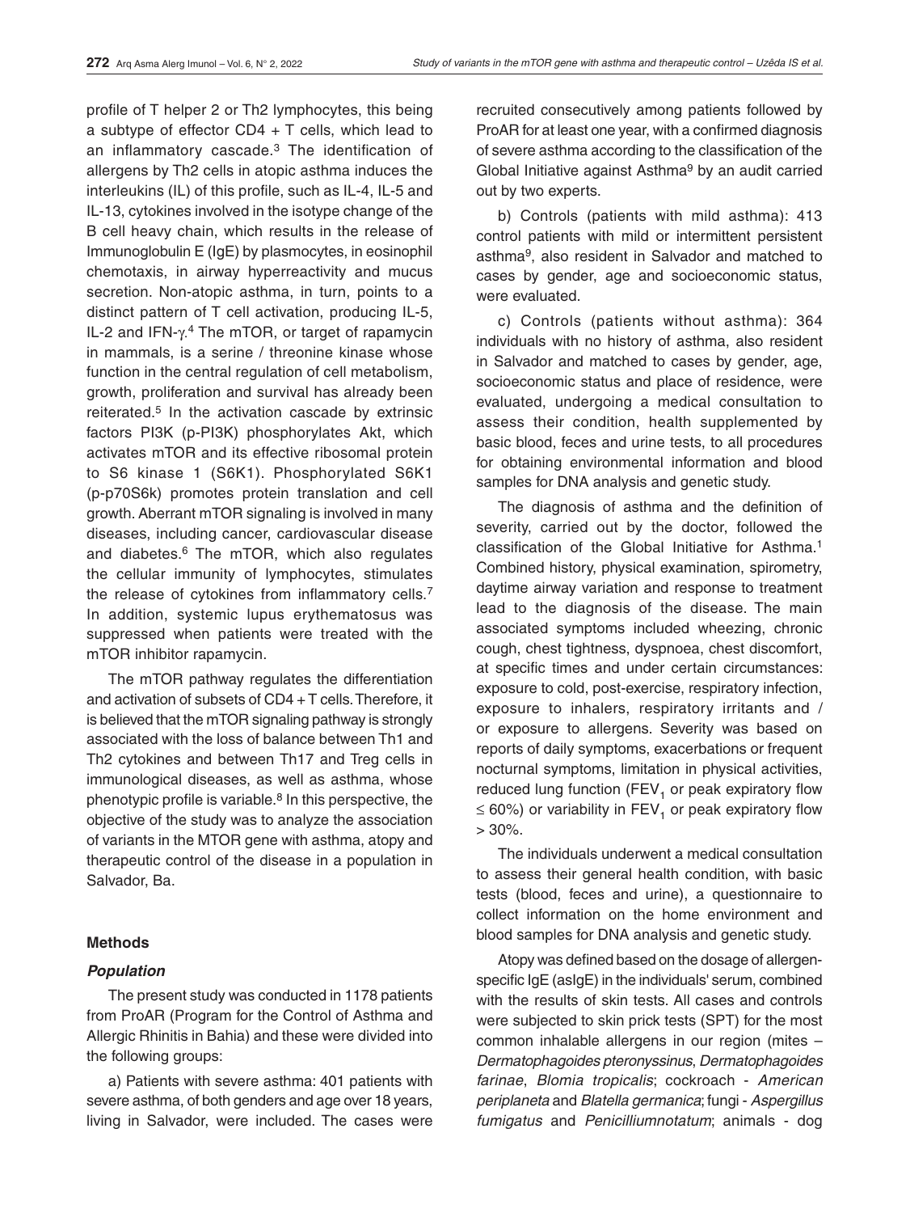profile of T helper 2 or Th2 lymphocytes, this being a subtype of effector CD4 + T cells, which lead to an inflammatory cascade.[3] The identification of allergens by Th2 cells in atopic asthma induces the interleukins (IL) of this profile, such as IL-4, IL-5 and IL-13, cytokines involved in the isotype change of the B cell heavy chain, which results in the release of Immunoglobulin E (IgE) by plasmocytes, in eosinophil chemotaxis, in airway hyperreactivity and mucus secretion. Non-atopic asthma, in turn, points to a distinct pattern of T cell activation, producing IL-5, IL-2 and IFN-$\gamma$.[4] The mTOR, or target of rapamycin in mammals, is a serine / threonine kinase whose function in the central regulation of cell metabolism, growth, proliferation and survival has already been reiterated.[5] In the activation cascade by extrinsic factors PI3K (p-PI3K) phosphorylates Akt, which activates mTOR and its effective ribosomal protein to S6 kinase 1 (S6K1). Phosphorylated S6K1 (p-p70S6k) promotes protein translation and cell growth. Aberrant mTOR signaling is involved in many diseases, including cancer, cardiovascular disease and diabetes.[6] The mTOR, which also regulates the cellular immunity of lymphocytes, stimulates the release of cytokines from inflammatory cells.[7] In addition, systemic lupus erythematosus was suppressed when patients were treated with the mTOR inhibitor rapamycin.

The mTOR pathway regulates the differentiation and activation of subsets of CD4 + T cells. Therefore, it is believed that the mTOR signaling pathway is strongly associated with the loss of balance between Th1 and Th2 cytokines and between Th17 and Treg cells in immunological diseases, as well as asthma, whose phenotypic profile is variable.[8] In this perspective, the objective of the study was to analyze the association of variants in the MTOR gene with asthma, atopy and therapeutic control of the disease in a population in Salvador, Ba.

## Methods

### *Population*

The present study was conducted in 1178 patients from ProAR (Program for the Control of Asthma and Allergic Rhinitis in Bahia) and these were divided into the following groups:

a) Patients with severe asthma: 401 patients with severe asthma, of both genders and age over 18 years, living in Salvador, were included. The cases were recruited consecutively among patients followed by ProAR for at least one year, with a confirmed diagnosis of severe asthma according to the classification of the Global Initiative against Asthma[9] by an audit carried out by two experts.

b) Controls (patients with mild asthma): 413 control patients with mild or intermittent persistent asthma[9], also resident in Salvador and matched to cases by gender, age and socioeconomic status, were evaluated.

c) Controls (patients without asthma): 364 individuals with no history of asthma, also resident in Salvador and matched to cases by gender, age, socioeconomic status and place of residence, were evaluated, undergoing a medical consultation to assess their condition, health supplemented by basic blood, feces and urine tests, to all procedures for obtaining environmental information and blood samples for DNA analysis and genetic study.

The diagnosis of asthma and the definition of severity, carried out by the doctor, followed the classification of the Global Initiative for Asthma.[1] Combined history, physical examination, spirometry, daytime airway variation and response to treatment lead to the diagnosis of the disease. The main associated symptoms included wheezing, chronic cough, chest tightness, dyspnoea, chest discomfort, at specific times and under certain circumstances: exposure to cold, post-exercise, respiratory infection, exposure to inhalers, respiratory irritants and / or exposure to allergens. Severity was based on reports of daily symptoms, exacerbations or frequent nocturnal symptoms, limitation in physical activities, reduced lung function ($FEV_1$ or peak expiratory flow $\leq 60\%$) or variability in $FEV_1$ or peak expiratory flow $> 30\%$.

The individuals underwent a medical consultation to assess their general health condition, with basic tests (blood, feces and urine), a questionnaire to collect information on the home environment and blood samples for DNA analysis and genetic study.

Atopy was defined based on the dosage of allergen-specific IgE (asIgE) in the individuals' serum, combined with the results of skin tests. All cases and controls were subjected to skin prick tests (SPT) for the most common inhalable allergens in our region (mites – *Dermatophagoides pteronyssinus*, *Dermatophagoides farinae*, *Blomia tropicalis*; cockroach - *American periplaneta* and *Blatella germanica*; fungi - *Aspergillus fumigatus* and *Penicilliumnotatum*; animals - dog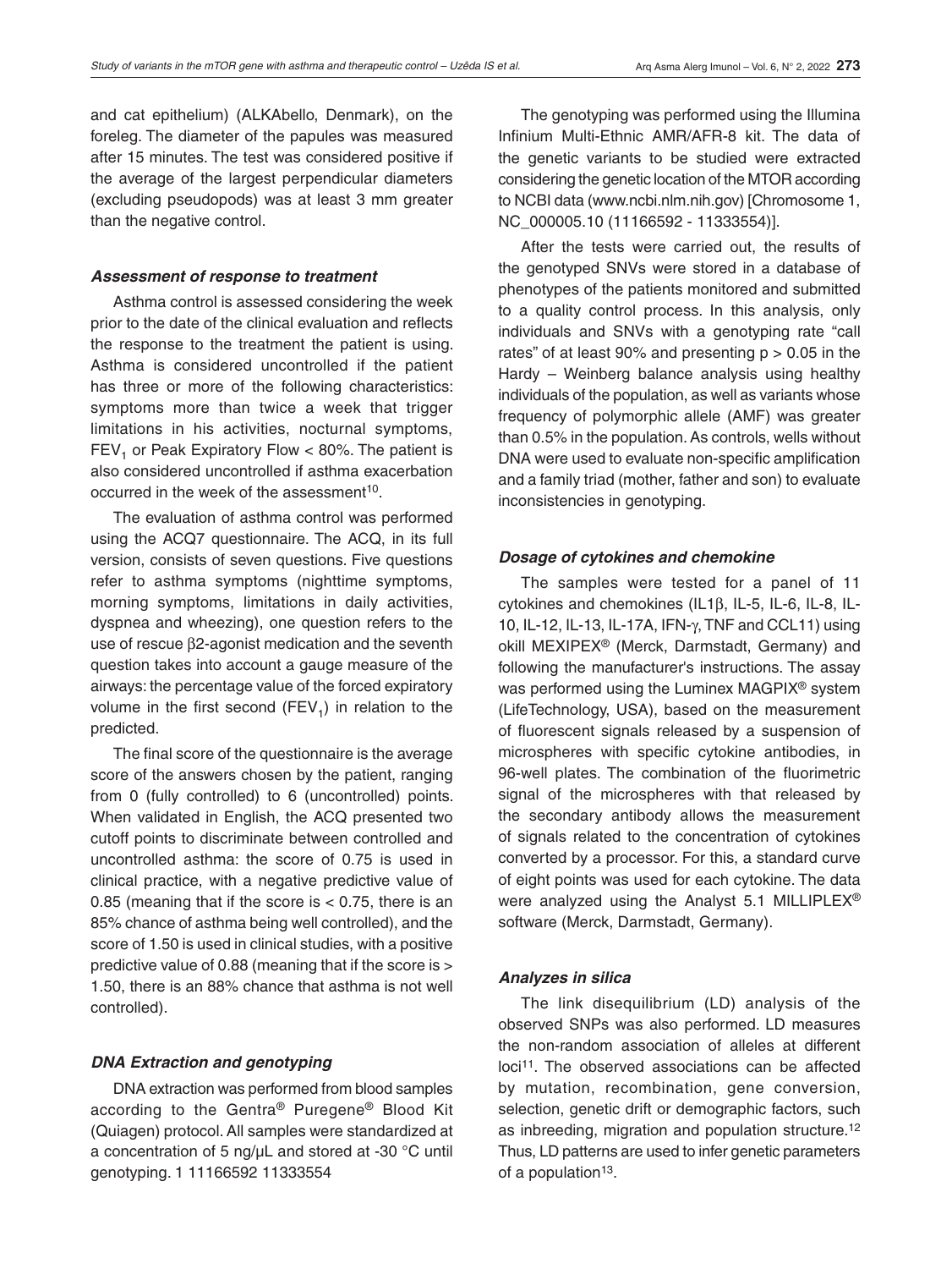and cat epithelium) (ALKAbello, Denmark), on the foreleg. The diameter of the papules was measured after 15 minutes. The test was considered positive if the average of the largest perpendicular diameters (excluding pseudopods) was at least 3 mm greater than the negative control.

### *Assessment of response to treatment*

Asthma control is assessed considering the week prior to the date of the clinical evaluation and reflects the response to the treatment the patient is using. Asthma is considered uncontrolled if the patient has three or more of the following characteristics: symptoms more than twice a week that trigger limitations in his activities, nocturnal symptoms, $FEV_1$ or Peak Expiratory Flow < 80%. The patient is also considered uncontrolled if asthma exacerbation occurred in the week of the assessment[10].

The evaluation of asthma control was performed using the ACQ7 questionnaire. The ACQ, in its full version, consists of seven questions. Five questions refer to asthma symptoms (nighttime symptoms, morning symptoms, limitations in daily activities, dyspnea and wheezing), one question refers to the use of rescue β2-agonist medication and the seventh question takes into account a gauge measure of the airways: the percentage value of the forced expiratory volume in the first second ($FEV_1$) in relation to the predicted.

The final score of the questionnaire is the average score of the answers chosen by the patient, ranging from 0 (fully controlled) to 6 (uncontrolled) points. When validated in English, the ACQ presented two cutoff points to discriminate between controlled and uncontrolled asthma: the score of 0.75 is used in clinical practice, with a negative predictive value of 0.85 (meaning that if the score is < 0.75, there is an 85% chance of asthma being well controlled), and the score of 1.50 is used in clinical studies, with a positive predictive value of 0.88 (meaning that if the score is > 1.50, there is an 88% chance that asthma is not well controlled).

### *DNA Extraction and genotyping*

DNA extraction was performed from blood samples according to the Gentra® Puregene® Blood Kit (Quiagen) protocol. All samples were standardized at a concentration of 5 ng/µL and stored at -30 °C until genotyping. 1 11166592 11333554

The genotyping was performed using the Illumina Infinium Multi-Ethnic AMR/AFR-8 kit. The data of the genetic variants to be studied were extracted considering the genetic location of the MTOR according to NCBI data (www.ncbi.nlm.nih.gov) [Chromosome 1, NC_000005.10 (11166592 - 11333554)].

After the tests were carried out, the results of the genotyped SNVs were stored in a database of phenotypes of the patients monitored and submitted to a quality control process. In this analysis, only individuals and SNVs with a genotyping rate "call rates" of at least 90% and presenting $p > 0.05$ in the Hardy – Weinberg balance analysis using healthy individuals of the population, as well as variants whose frequency of polymorphic allele (AMF) was greater than 0.5% in the population. As controls, wells without DNA were used to evaluate non-specific amplification and a family triad (mother, father and son) to evaluate inconsistencies in genotyping.

### *Dosage of cytokines and chemokine*

The samples were tested for a panel of 11 cytokines and chemokines (IL1β, IL-5, IL-6, IL-8, IL-10, IL-12, IL-13, IL-17A, IFN-γ, TNF and CCL11) using okill MEXIPEX® (Merck, Germany) and following the manufacturer's instructions. The assay was performed using the Luminex MAGPIX® system (LifeTechnology, USA), based on the measurement of fluorescent signals released by a suspension of microspheres with specific cytokine antibodies, in 96-well plates. The combination of the fluorimetric signal of the microspheres with that released by the secondary antibody allows the measurement of signals related to the concentration of cytokines converted by a processor. For this, a standard curve of eight points was used for each cytokine. The data were analyzed using the Analyst 5.1 MILLIPLEX® software (Merck, Darmstadt, Germany).

### *Analyzes in silica*

The link disequilibrium (LD) analysis of the observed SNPs was also performed. LD measures the non-random association of alleles at different loci[11]. The observed associations can be affected by mutation, recombination, gene conversion, selection, genetic drift or demographic factors, such as inbreeding, migration and population structure.[12] Thus, LD patterns are used to infer genetic parameters of a population[13].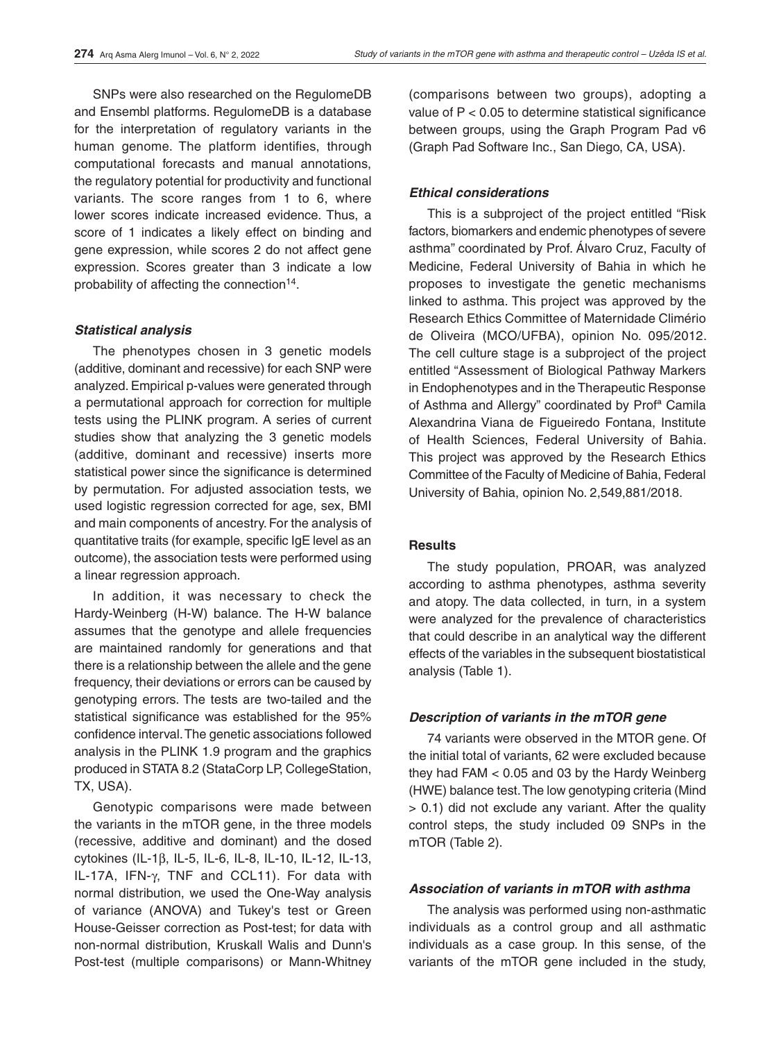SNPs were also researched on the RegulomeDB and Ensembl platforms. RegulomeDB is a database for the interpretation of regulatory variants in the human genome. The platform identifies, through computational forecasts and manual annotations, the regulatory potential for productivity and functional variants. The score ranges from 1 to 6, where lower scores indicate increased evidence. Thus, a score of 1 indicates a likely effect on binding and gene expression, while scores 2 do not affect gene expression. Scores greater than 3 indicate a low probability of affecting the connection[14].

### *Statistical analysis*

The phenotypes chosen in 3 genetic models (additive, dominant and recessive) for each SNP were analyzed. Empirical p-values were generated through a permutational approach for correction for multiple tests using the PLINK program. A series of current studies show that analyzing the 3 genetic models (additive, dominant and recessive) inserts more statistical power since the significance is determined by permutation. For adjusted association tests, we used logistic regression corrected for age, sex, BMI and main components of ancestry. For the analysis of quantitative traits (for example, specific IgE level as an outcome), the association tests were performed using a linear regression approach.

In addition, it was necessary to check the Hardy-Weinberg (H-W) balance. The H-W balance assumes that the genotype and allele frequencies are maintained randomly for generations and that there is a relationship between the allele and the gene frequency, their deviations or errors can be caused by genotyping errors. The tests are two-tailed and the statistical significance was established for the 95% confidence interval. The genetic associations followed analysis in the PLINK 1.9 program and the graphics produced in STATA 8.2 (StataCorp LP, CollegeStation, TX, USA).

Genotypic comparisons were made between the variants in the mTOR gene, in the three models (recessive, additive and dominant) and the dosed cytokines (IL-1β, IL-5, IL-6, IL-8, IL-10, IL-12, IL-13, IL-17A, IFN-γ, TNF and CCL11). For data with normal distribution, we used the One-Way analysis of variance (ANOVA) and Tukey's test or Green House-Geisser correction as Post-test; for data with non-normal distribution, Kruskall Walis and Dunn's Post-test (multiple comparisons) or Mann-Whitney (comparisons between two groups), adopting a value of $P < 0.05$ to determine statistical significance between groups, using the Graph Program Pad v6 (Graph Pad Software Inc., San Diego, CA, USA).

### *Ethical considerations*

This is a subproject of the project entitled "Risk factors, biomarkers and endemic phenotypes of severe asthma" coordinated by Prof. Álvaro Cruz, Faculty of Medicine, Federal University of Bahia in which he proposes to investigate the genetic mechanisms linked to asthma. This project was approved by the Research Ethics Committee of Maternidade Climério de Oliveira (MCO/UFBA), opinion No. 095/2012. The cell culture stage is a subproject of the project entitled "Assessment of Biological Pathway Markers in Endophenotypes and in the Therapeutic Response of Asthma and Allergy" coordinated by Profª Camila Alexandrina Viana de Figueiredo Fontana, Institute of Health Sciences, Federal University of Bahia. This project was approved by the Research Ethics Committee of the Faculty of Medicine of Bahia, Federal University of Bahia, opinion No. 2,549,881/2018.

## Results

The study population, PROAR, was analyzed according to asthma phenotypes, asthma severity and atopy. The data collected, in turn, in a system were analyzed for the prevalence of characteristics that could describe in an analytical way the different effects of the variables in the subsequent biostatistical analysis (Table 1).

### *Description of variants in the mTOR gene*

74 variants were observed in the MTOR gene. Of the initial total of variants, 62 were excluded because they had FAM < 0.05 and 03 by the Hardy Weinberg (HWE) balance test. The low genotyping criteria (Mind > 0.1) did not exclude any variant. After the quality control steps, the study included 09 SNPs in the mTOR (Table 2).

### *Association of variants in mTOR with asthma*

The analysis was performed using non-asthmatic individuals as a control group and all asthmatic individuals as a case group. In this sense, of the variants of the mTOR gene included in the study,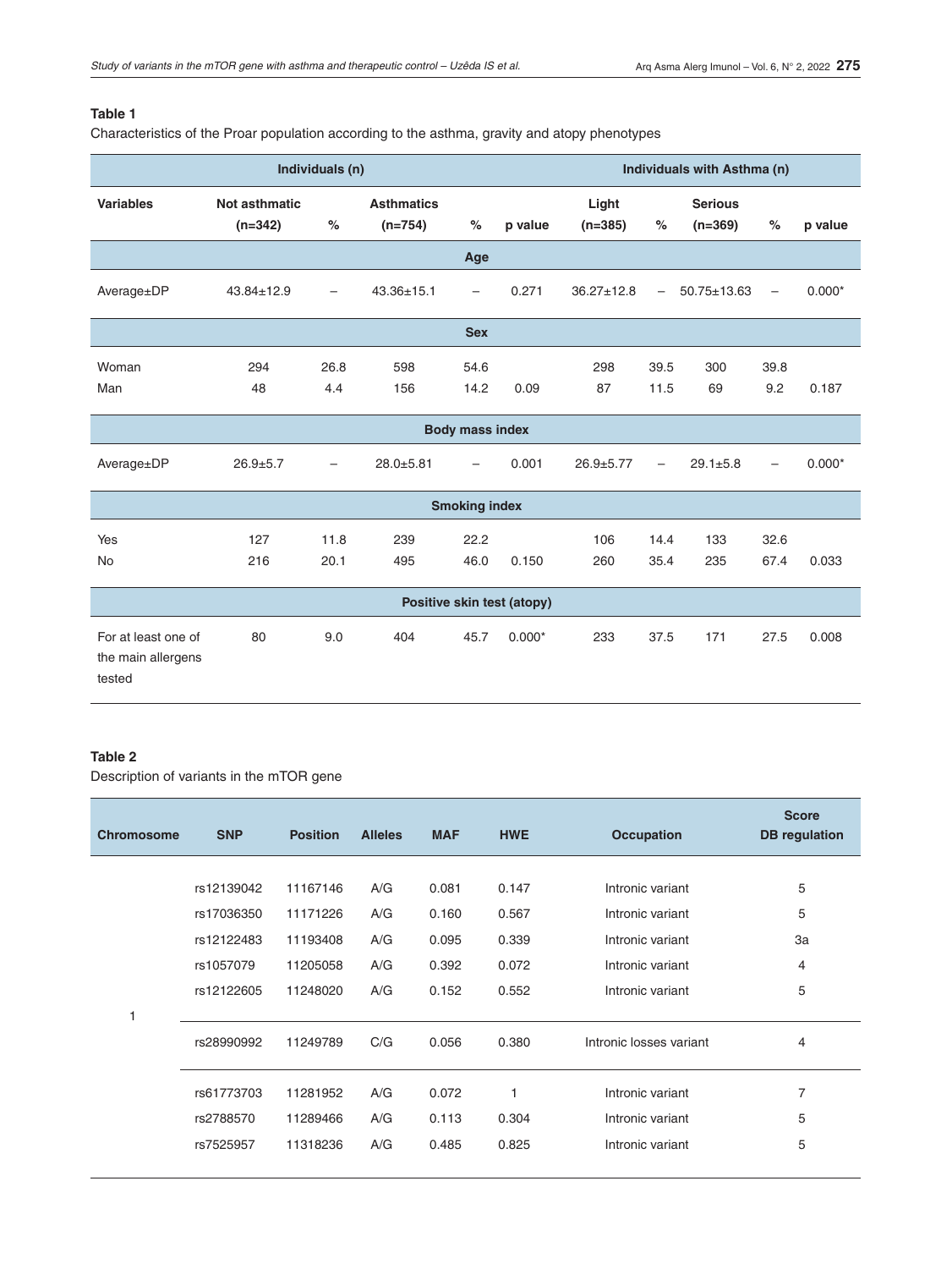**Table 1**

Characteristics of the Proar population according to the asthma, gravity and atopy phenotypes

| | Individuals (n) | | | | | Individuals with Asthma (n) | | | | |
|---|---|---|---|---|---|---|---|---|---|---|
| **Variables** | **Not asthmatic (n=342)** | **%** | **Asthmatics (n=754)** | **%** | **p value** | **Light (n=385)** | **%** | **Serious (n=369)** | **%** | **p value** |
| | | | | | **Age** | | | | | |
| Average±DP | 43.84±12.9 | – | 43.36±15.1 | – | 0.271 | 36.27±12.8 | – | 50.75±13.63 | – | 0.000* |
| | | | | | **Sex** | | | | | |
| Woman | 294 | 26.8 | 598 | 54.6 | | 298 | 39.5 | 300 | 39.8 | |
| Man | 48 | 4.4 | 156 | 14.2 | 0.09 | 87 | 11.5 | 69 | 9.2 | 0.187 |
| | | | | | **Body mass index** | | | | | |
| Average±DP | 26.9±5.7 | – | 28.0±5.81 | – | 0.001 | 26.9±5.77 | – | 29.1±5.8 | – | 0.000* |
| | | | | | **Smoking index** | | | | | |
| Yes | 127 | 11.8 | 239 | 22.2 | | 106 | 14.4 | 133 | 32.6 | |
| No | 216 | 20.1 | 495 | 46.0 | 0.150 | 260 | 35.4 | 235 | 67.4 | 0.033 |
| | | | | | **Positive skin test (atopy)** | | | | | |
| For at least one of the main allergens tested | 80 | 9.0 | 404 | 45.7 | 0.000* | 233 | 37.5 | 171 | 27.5 | 0.008 |

**Table 2**

Description of variants in the mTOR gene

| Chromosome | SNP | Position | Alleles | MAF | HWE | Occupation | Score DB regulation |
|---|---|---|---|---|---|---|---|
| 1 | rs12139042 | 11167146 | A/G | 0.081 | 0.147 | Intronic variant | 5 |
| | rs17036350 | 11171226 | A/G | 0.160 | 0.567 | Intronic variant | 5 |
| | rs12122483 | 11193408 | A/G | 0.095 | 0.339 | Intronic variant | 3a |
| | rs1057079 | 11205058 | A/G | 0.392 | 0.072 | Intronic variant | 4 |
| | rs12122605 | 11248020 | A/G | 0.152 | 0.552 | Intronic variant | 5 |
| | rs28990992 | 11249789 | C/G | 0.056 | 0.380 | Intronic losses variant | 4 |
| | rs61773703 | 11281952 | A/G | 0.072 | 1 | Intronic variant | 7 |
| | rs2788570 | 11289466 | A/G | 0.113 | 0.304 | Intronic variant | 5 |
| | rs7525957 | 11318236 | A/G | 0.485 | 0.825 | Intronic variant | 5 |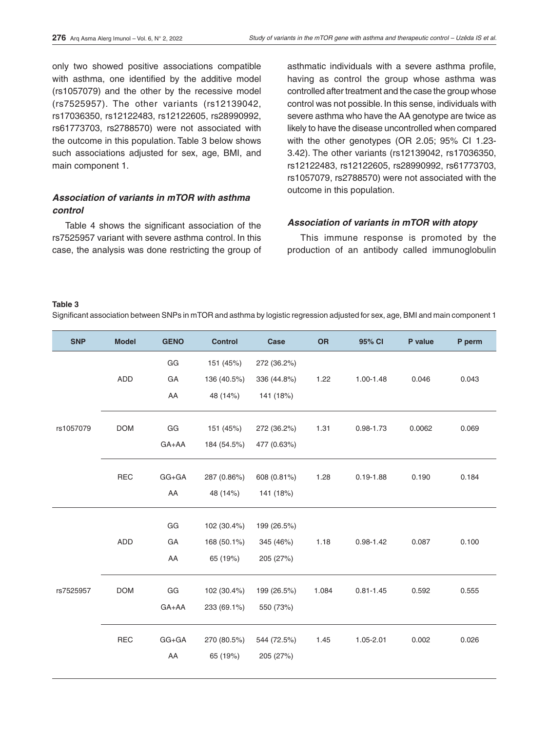only two showed positive associations compatible with asthma, one identified by the additive model (rs1057079) and the other by the recessive model (rs7525957). The other variants (rs12139042, rs17036350, rs12122483, rs12122605, rs28990992, rs61773703, rs2788570) were not associated with the outcome in this population. Table 3 below shows such associations adjusted for sex, age, BMI, and main component 1.

### *Association of variants in mTOR with asthma control*

Table 4 shows the significant association of the rs7525957 variant with severe asthma control. In this case, the analysis was done restricting the group of asthmatic individuals with a severe asthma profile, having as control the group whose asthma was controlled after treatment and the case the group whose control was not possible. In this sense, individuals with severe asthma who have the AA genotype are twice as likely to have the disease uncontrolled when compared with the other genotypes (OR 2.05; 95% CI 1.23-3.42). The other variants (rs12139042, rs17036350, rs12122483, rs12122605, rs28990992, rs61773703, rs1057079, rs2788570) were not associated with the outcome in this population.

### *Association of variants in mTOR with atopy*

This immune response is promoted by the production of an antibody called immunoglobulin

**Table 3**
Significant association between SNPs in mTOR and asthma by logistic regression adjusted for sex, age, BMI and main component 1

| SNP | Model | GENO | Control | Case | OR | 95% CI | P value | P perm |
|---|---|---|---|---|---|---|---|---|
| rs1057079 | ADD | GG | 151 (45%) | 272 (36.2%) | 1.22 | 1.00-1.48 | 0.046 | 0.043 |
| | | GA | 136 (40.5%) | 336 (44.8%) | | | | |
| | | AA | 48 (14%) | 141 (18%) | | | | |
| | DOM | GG | 151 (45%) | 272 (36.2%) | 1.31 | 0.98-1.73 | 0.0062 | 0.069 |
| | | GA+AA | 184 (54.5%) | 477 (0.63%) | | | | |
| | REC | GG+GA | 287 (0.86%) | 608 (0.81%) | 1.28 | 0.19-1.88 | 0.190 | 0.184 |
| | | AA | 48 (14%) | 141 (18%) | | | | |
| rs7525957 | ADD | GG | 102 (30.4%) | 199 (26.5%) | 1.18 | 0.98-1.42 | 0.087 | 0.100 |
| | | GA | 168 (50.1%) | 345 (46%) | | | | |
| | | AA | 65 (19%) | 205 (27%) | | | | |
| | DOM | GG | 102 (30.4%) | 199 (26.5%) | 1.084 | 0.81-1.45 | 0.592 | 0.555 |
| | | GA+AA | 233 (69.1%) | 550 (73%) | | | | |
| | REC | GG+GA | 270 (80.5%) | 544 (72.5%) | 1.45 | 1.05-2.01 | 0.002 | 0.026 |
| | | AA | 65 (19%) | 205 (27%) | | | | |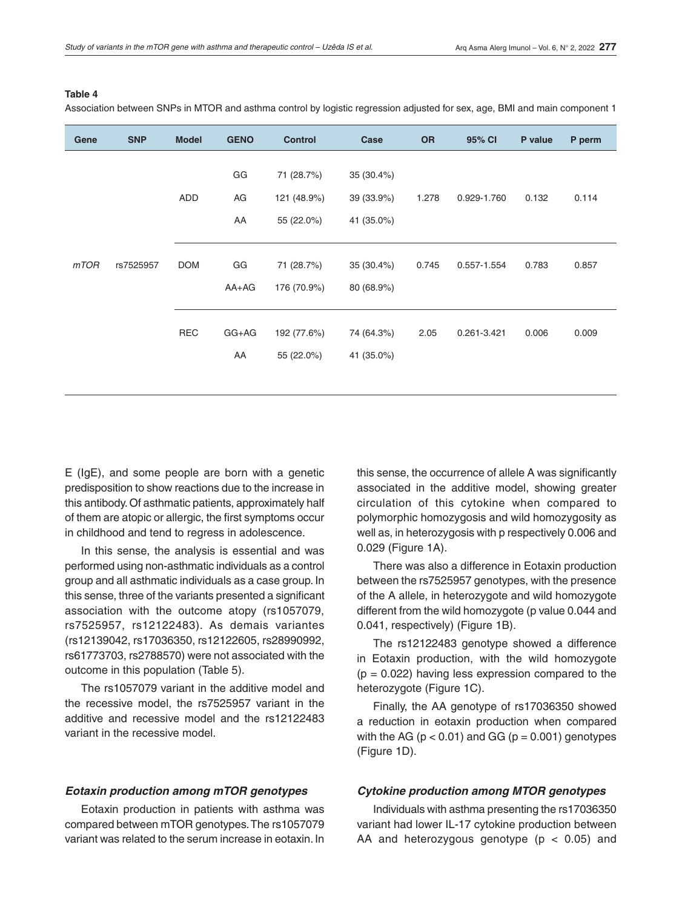**Table 4**

Association between SNPs in MTOR and asthma control by logistic regression adjusted for sex, age, BMI and main component 1

| Gene | SNP | Model | GENO | Control | Case | OR | 95% CI | P value | P perm |
|---|---|---|---|---|---|---|---|---|---|
| | | | GG | 71 (28.7%) | 35 (30.4%) | | | | |
| | | ADD | AG | 121 (48.9%) | 39 (33.9%) | 1.278 | 0.929-1.760 | 0.132 | 0.114 |
| | | | AA | 55 (22.0%) | 41 (35.0%) | | | | |
| *mTOR* | rs7525957 | DOM | GG | 71 (28.7%) | 35 (30.4%) | 0.745 | 0.557-1.554 | 0.783 | 0.857 |
| | | | AA+AG | 176 (70.9%) | 80 (68.9%) | | | | |
| | | REC | GG+AG | 192 (77.6%) | 74 (64.3%) | 2.05 | 0.261-3.421 | 0.006 | 0.009 |
| | | | AA | 55 (22.0%) | 41 (35.0%) | | | | |

E (IgE), and some people are born with a genetic predisposition to show reactions due to the increase in this antibody. Of asthmatic patients, approximately half of them are atopic or allergic, the first symptoms occur in childhood and tend to regress in adolescence.

In this sense, the analysis is essential and was performed using non-asthmatic individuals as a control group and all asthmatic individuals as a case group. In this sense, three of the variants presented a significant association with the outcome atopy (rs1057079, rs7525957, rs12122483). As demais variantes (rs12139042, rs17036350, rs12122605, rs28990992, rs61773703, rs2788570) were not associated with the outcome in this population (Table 5).

The rs1057079 variant in the additive model and the recessive model, the rs7525957 variant in the additive and recessive model and the rs12122483 variant in the recessive model.

### *Eotaxin production among mTOR genotypes*

Eotaxin production in patients with asthma was compared between mTOR genotypes. The rs1057079 variant was related to the serum increase in eotaxin. In this sense, the occurrence of allele A was significantly associated in the additive model, showing greater circulation of this cytokine when compared to polymorphic homozygosis and wild homozygosity as well as, in heterozygosis with p respectively 0.006 and 0.029 (Figure 1A).

There was also a difference in Eotaxin production between the rs7525957 genotypes, with the presence of the A allele, in heterozygote and wild homozygote different from the wild homozygote (p value 0.044 and 0.041, respectively) (Figure 1B).

The rs12122483 genotype showed a difference in Eotaxin production, with the wild homozygote ($p = 0.022$) having less expression compared to the heterozygote (Figure 1C).

Finally, the AA genotype of rs17036350 showed a reduction in eotaxin production when compared with the AG ($p < 0.01$) and GG ($p = 0.001$) genotypes (Figure 1D).

### *Cytokine production among MTOR genotypes*

Individuals with asthma presenting the rs17036350 variant had lower IL-17 cytokine production between AA and heterozygous genotype ($p < 0.05$) and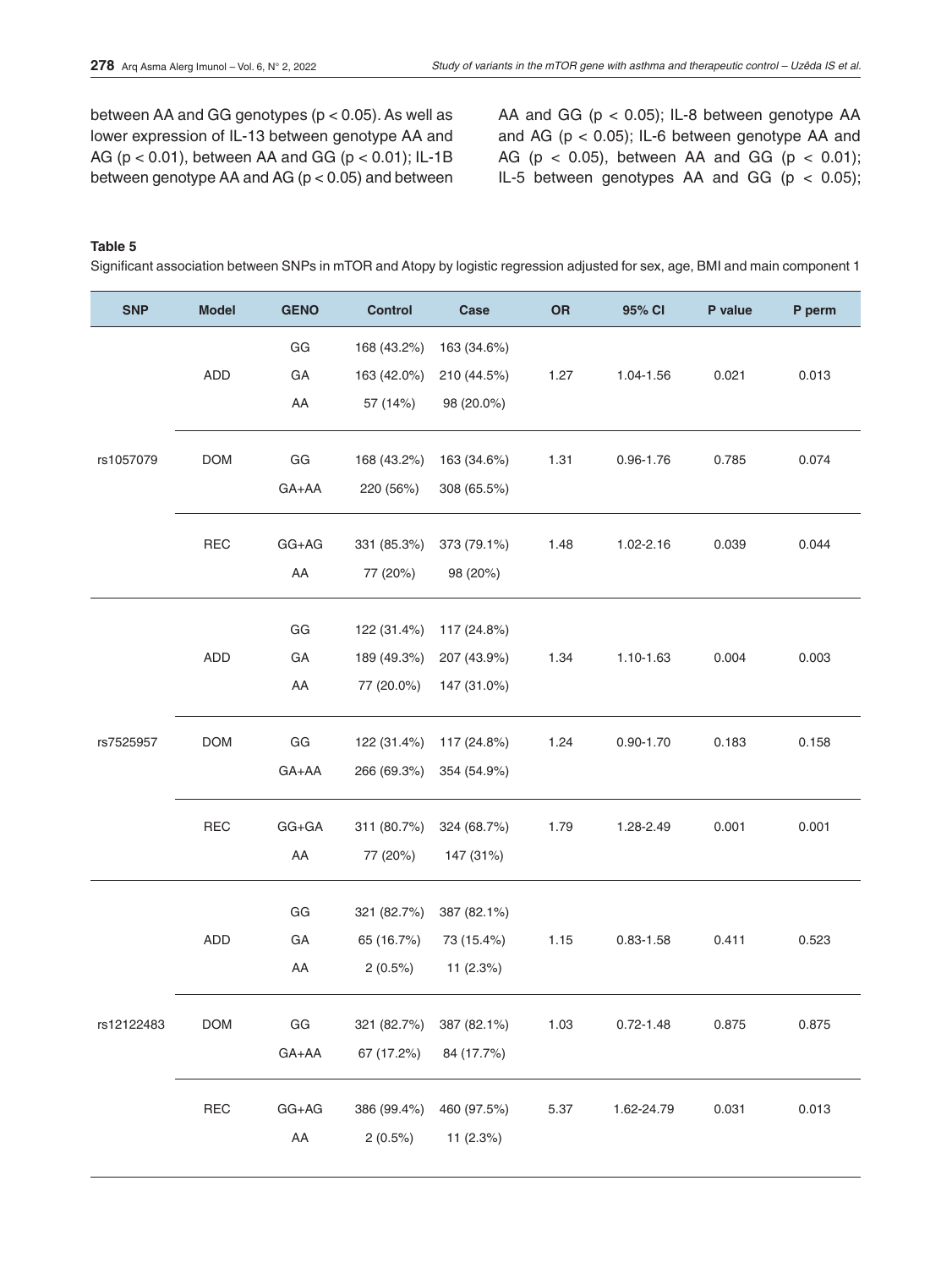between AA and GG genotypes ($p < 0.05$). As well as lower expression of IL-13 between genotype AA and AG ($p < 0.01$), between AA and GG ($p < 0.01$); IL-1B between genotype AA and AG ($p < 0.05$) and between AA and GG ($p < 0.05$); IL-8 between genotype AA and AG ($p < 0.05$); IL-6 between genotype AA and AG ($p < 0.05$), between AA and GG ($p < 0.01$); IL-5 between genotypes AA and GG ($p < 0.05$);

**Table 5**

Significant association between SNPs in mTOR and Atopy by logistic regression adjusted for sex, age, BMI and main component 1

| SNP | Model | GENO | Control | Case | OR | 95% CI | P value | P perm |
|---|---|---|---|---|---|---|---|---|
| rs1057079 | ADD | GG | 168 (43.2%) | 163 (34.6%) | 1.27 | 1.04-1.56 | 0.021 | 0.013 |
| | | GA | 163 (42.0%) | 210 (44.5%) | | | | |
| | | AA | 57 (14%) | 98 (20.0%) | | | | |
| | DOM | GG | 168 (43.2%) | 163 (34.6%) | 1.31 | 0.96-1.76 | 0.785 | 0.074 |
| | | GA+AA | 220 (56%) | 308 (65.5%) | | | | |
| | REC | GG+AG | 331 (85.3%) | 373 (79.1%) | 1.48 | 1.02-2.16 | 0.039 | 0.044 |
| | | AA | 77 (20%) | 98 (20%) | | | | |
| rs7525957 | ADD | GG | 122 (31.4%) | 117 (24.8%) | 1.34 | 1.10-1.63 | 0.004 | 0.003 |
| | | GA | 189 (49.3%) | 207 (43.9%) | | | | |
| | | AA | 77 (20.0%) | 147 (31.0%) | | | | |
| | DOM | GG | 122 (31.4%) | 117 (24.8%) | 1.24 | 0.90-1.70 | 0.183 | 0.158 |
| | | GA+AA | 266 (69.3%) | 354 (54.9%) | | | | |
| | REC | GG+GA | 311 (80.7%) | 324 (68.7%) | 1.79 | 1.28-2.49 | 0.001 | 0.001 |
| | | AA | 77 (20%) | 147 (31%) | | | | |
| rs12122483 | ADD | GG | 321 (82.7%) | 387 (82.1%) | 1.15 | 0.83-1.58 | 0.411 | 0.523 |
| | | GA | 65 (16.7%) | 73 (15.4%) | | | | |
| | | AA | 2 (0.5%) | 11 (2.3%) | | | | |
| | DOM | GG | 321 (82.7%) | 387 (82.1%) | 1.03 | 0.72-1.48 | 0.875 | 0.875 |
| | | GA+AA | 67 (17.2%) | 84 (17.7%) | | | | |
| | REC | GG+AG | 386 (99.4%) | 460 (97.5%) | 5.37 | 1.62-24.79 | 0.031 | 0.013 |
| | | AA | 2 (0.5%) | 11 (2.3%) | | | | |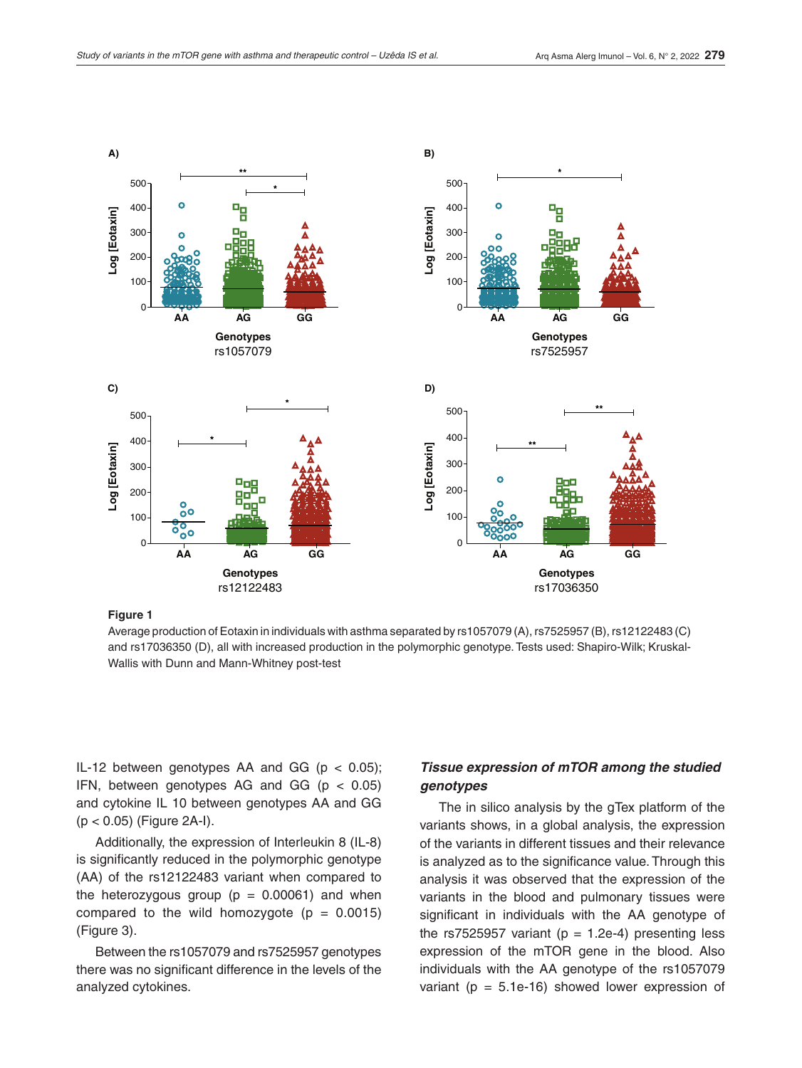**Figure 1**

Average production of Eotaxin in individuals with asthma separated by rs1057079 (A), rs7525957 (B), rs12122483 (C) and rs17036350 (D), all with increased production in the polymorphic genotype. Tests used: Shapiro-Wilk; Kruskal-Wallis with Dunn and Mann-Whitney post-test

IL-12 between genotypes AA and GG ($p < 0.05$); IFN, between genotypes AG and GG ($p < 0.05$) and cytokine IL 10 between genotypes AA and GG ($p < 0.05$) (Figure 2A-I).

Additionally, the expression of Interleukin 8 (IL-8) is significantly reduced in the polymorphic genotype (AA) of the rs12122483 variant when compared to the heterozygous group ($p = 0.00061$) and when compared to the wild homozygote ($p = 0.0015$) (Figure 3).

Between the rs1057079 and rs7525957 genotypes there was no significant difference in the levels of the analyzed cytokines.

### *Tissue expression of mTOR among the studied genotypes*

The in silico analysis by the gTex platform of the variants shows, in a global analysis, the expression of the variants in different tissues and their relevance is analyzed as to the significance value. Through this analysis it was observed that the expression of the variants in the blood and pulmonary tissues were significant in individuals with the AA genotype of the rs7525957 variant ($p = 1.2e-4$) presenting less expression of the mTOR gene in the blood. Also individuals with the AA genotype of the rs1057079 variant ($p = 5.1e-16$) showed lower expression of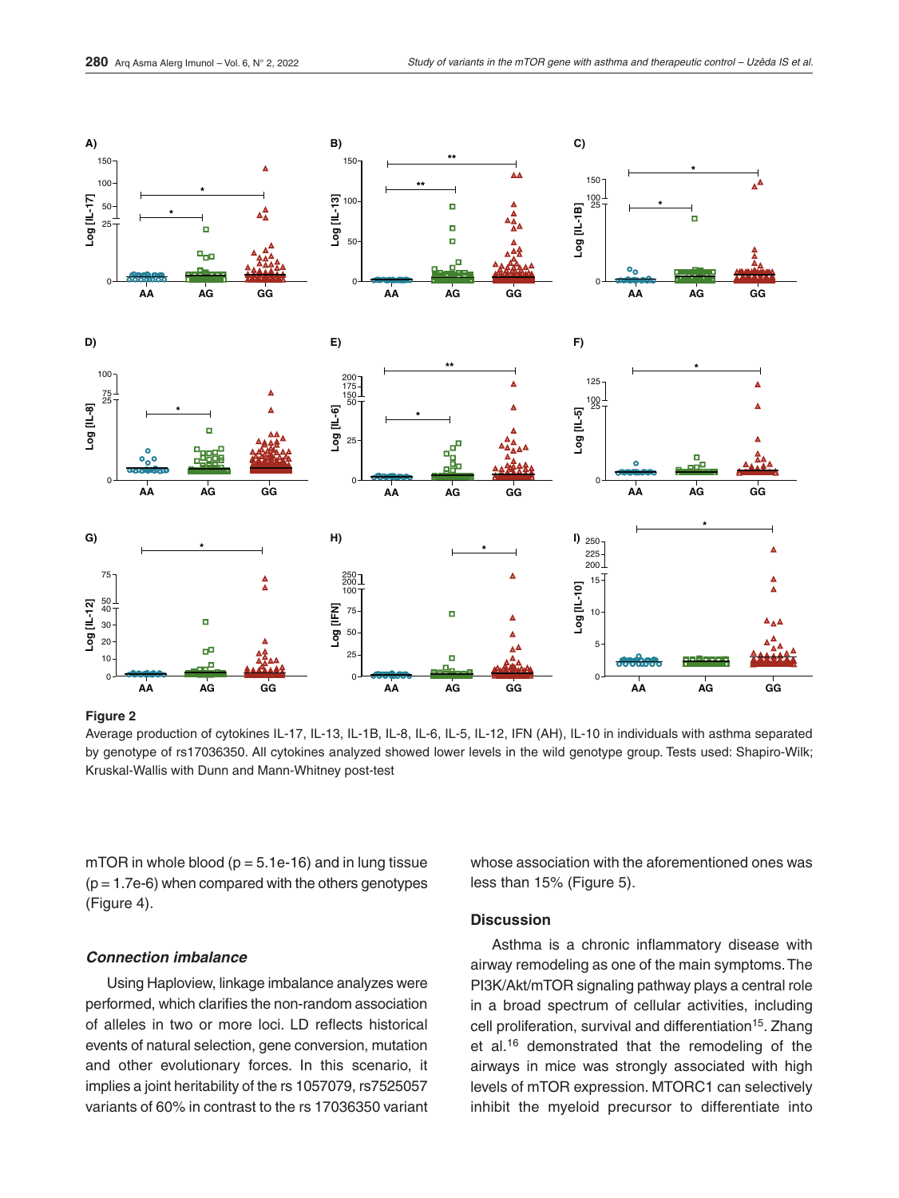**Figure 2**

Average production of cytokines IL-17, IL-13, IL-1B, IL-8, IL-6, IL-5, IL-12, IFN (AH), IL-10 in individuals with asthma separated by genotype of rs17036350. All cytokines analyzed showed lower levels in the wild genotype group. Tests used: Shapiro-Wilk; Kruskal-Wallis with Dunn and Mann-Whitney post-test

mTOR in whole blood (p = 5.1e-16) and in lung tissue (p = 1.7e-6) when compared with the others genotypes (Figure 4).

### *Connection imbalance*

Using Haploview, linkage imbalance analyzes were performed, which clarifies the non-random association of alleles in two or more loci. LD reflects historical events of natural selection, gene conversion, mutation and other evolutionary forces. In this scenario, it implies a joint heritability of the rs 1057079, rs7525057 variants of 60% in contrast to the rs 17036350 variant whose association with the aforementioned ones was less than 15% (Figure 5).

## Discussion

Asthma is a chronic inflammatory disease with airway remodeling as one of the main symptoms. The PI3K/Akt/mTOR signaling pathway plays a central role in a broad spectrum of cellular activities, including cell proliferation, survival and differentiation[15]. Zhang et al.[16] demonstrated that the remodeling of the airways in mice was strongly associated with high levels of mTOR expression. MTORC1 can selectively inhibit the myeloid precursor to differentiate into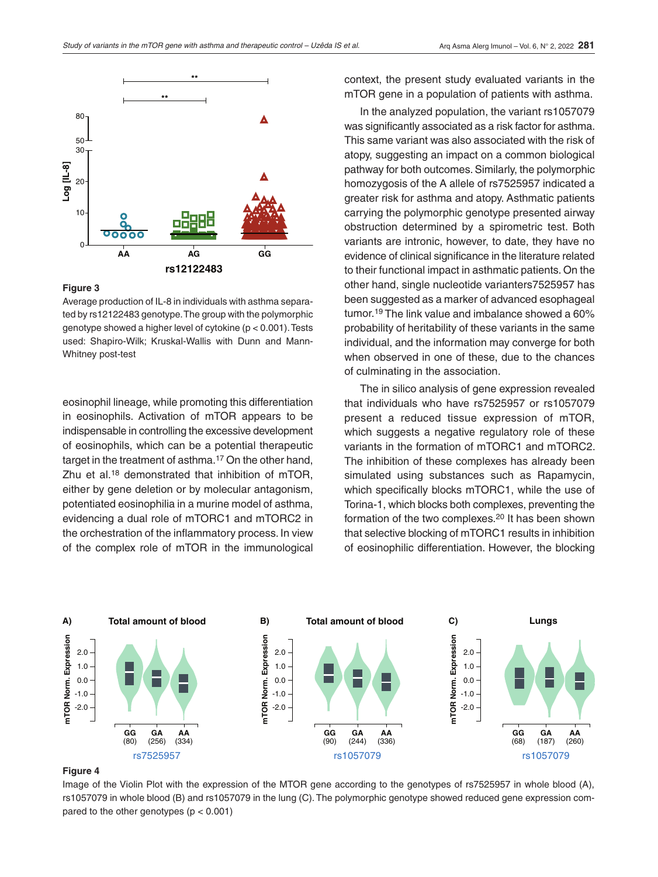**Figure 3**

Average production of IL-8 in individuals with asthma separated by rs12122483 genotype. The group with the polymorphic genotype showed a higher level of cytokine ($p < 0.001$). Tests used: Shapiro-Wilk; Kruskal-Wallis with Dunn and Mann-Whitney post-test

eosinophil lineage, while promoting this differentiation in eosinophils. Activation of mTOR appears to be indispensable in controlling the excessive development of eosinophils, which can be a potential therapeutic target in the treatment of asthma.[17] On the other hand, Zhu et al.[18] demonstrated that inhibition of mTOR, either by gene deletion or by molecular antagonism, potentiated eosinophilia in a murine model of asthma, evidencing a dual role of mTORC1 and mTORC2 in the orchestration of the inflammatory process. In view of the complex role of mTOR in the immunological context, the present study evaluated variants in the mTOR gene in a population of patients with asthma.

In the analyzed population, the variant rs1057079 was significantly associated as a risk factor for asthma. This same variant was also associated with the risk of atopy, suggesting an impact on a common biological pathway for both outcomes. Similarly, the polymorphic homozygosis of the A allele of rs7525957 indicated a greater risk for asthma and atopy. Asthmatic patients carrying the polymorphic genotype presented airway obstruction determined by a spirometric test. Both variants are intronic, however, to date, they have no evidence of clinical significance in the literature related to their functional impact in asthmatic patients. On the other hand, single nucleotide varianters7525957 has been suggested as a marker of advanced esophageal tumor.[19] The link value and imbalance showed a 60% probability of heritability of these variants in the same individual, and the information may converge for both when observed in one of these, due to the chances of culminating in the association.

The in silico analysis of gene expression revealed that individuals who have rs7525957 or rs1057079 present a reduced tissue expression of mTOR, which suggests a negative regulatory role of these variants in the formation of mTORC1 and mTORC2. The inhibition of these complexes has already been simulated using substances such as Rapamycin, which specifically blocks mTORC1, while the use of Torina-1, which blocks both complexes, preventing the formation of the two complexes.[20] It has been shown that selective blocking of mTORC1 results in inhibition of eosinophilic differentiation. However, the blocking

**Figure 4**

Image of the Violin Plot with the expression of the MTOR gene according to the genotypes of rs7525957 in whole blood (A), rs1057079 in whole blood (B) and rs1057079 in the lung (C). The polymorphic genotype showed reduced gene expression compared to the other genotypes ($p < 0.001$)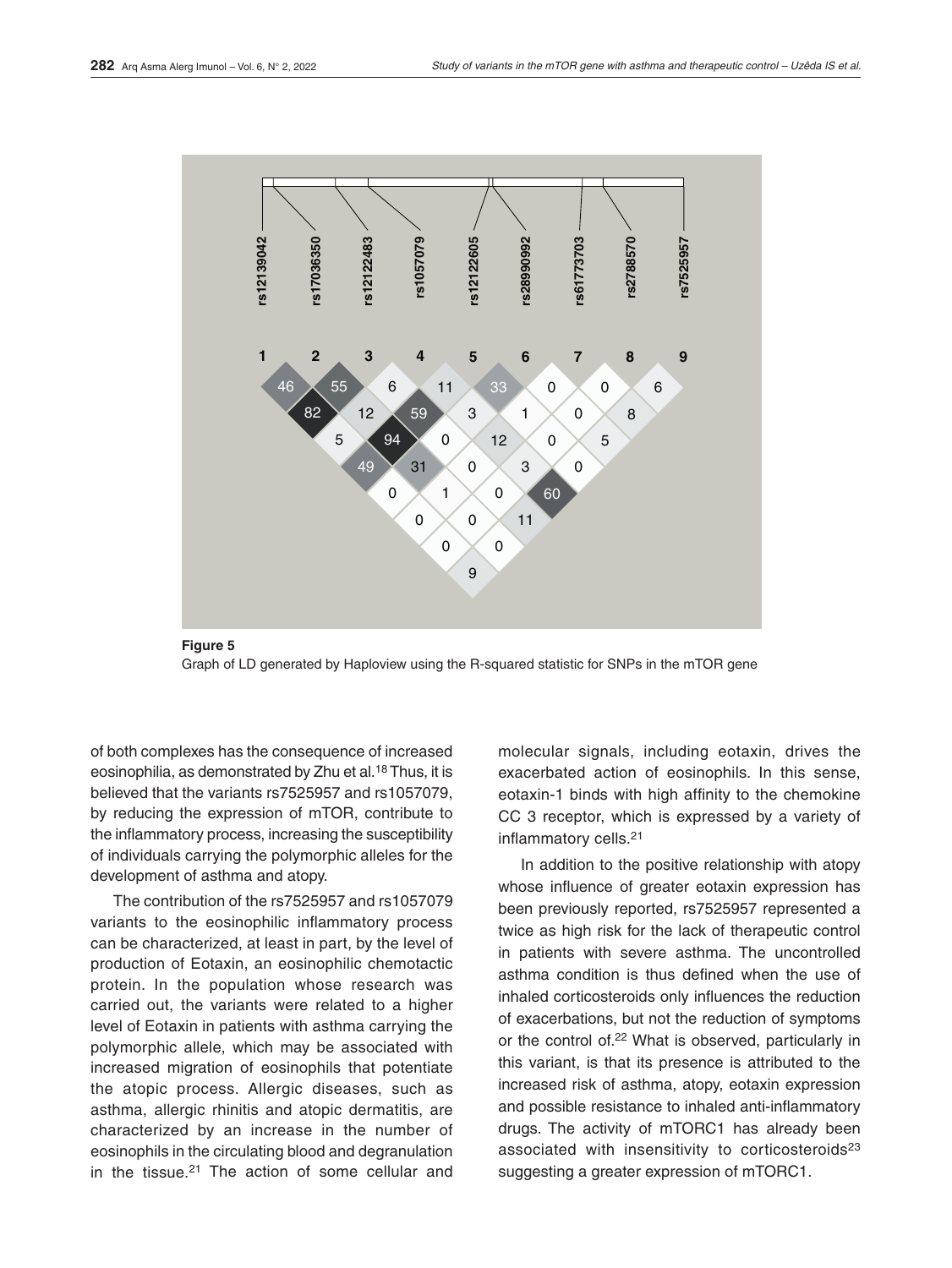**Figure 5**
Graph of LD generated by Haploview using the R-squared statistic for SNPs in the mTOR gene

of both complexes has the consequence of increased eosinophilia, as demonstrated by Zhu et al.[18] Thus, it is believed that the variants rs7525957 and rs1057079, by reducing the expression of mTOR, contribute to the inflammatory process, increasing the susceptibility of individuals carrying the polymorphic alleles for the development of asthma and atopy.

The contribution of the rs7525957 and rs1057079 variants to the eosinophilic inflammatory process can be characterized, at least in part, by the level of production of Eotaxin, an eosinophilic chemotactic protein. In the population whose research was carried out, the variants were related to a higher level of Eotaxin in patients with asthma carrying the polymorphic allele, which may be associated with increased migration of eosinophils that potentiate the atopic process. Allergic diseases, such as asthma, allergic rhinitis and atopic dermatitis, are characterized by an increase in the number of eosinophils in the circulating blood and degranulation in the tissue.[21] The action of some cellular and molecular signals, including eotaxin, drives the exacerbated action of eosinophils. In this sense, eotaxin-1 binds with high affinity to the chemokine CC 3 receptor, which is expressed by a variety of inflammatory cells.[21]

In addition to the positive relationship with atopy whose influence of greater eotaxin expression has been previously reported, rs7525957 represented a twice as high risk for the lack of therapeutic control in patients with severe asthma. The uncontrolled asthma condition is thus defined when the use of inhaled corticosteroids only influences the reduction of exacerbations, but not the reduction of symptoms or the control of.[22] What is observed, particularly in this variant, is that its presence is attributed to the increased risk of asthma, atopy, eotaxin expression and possible resistance to inhaled anti-inflammatory drugs. The activity of mTORC1 has already been associated with insensitivity to corticosteroids[23] suggesting a greater expression of mTORC1.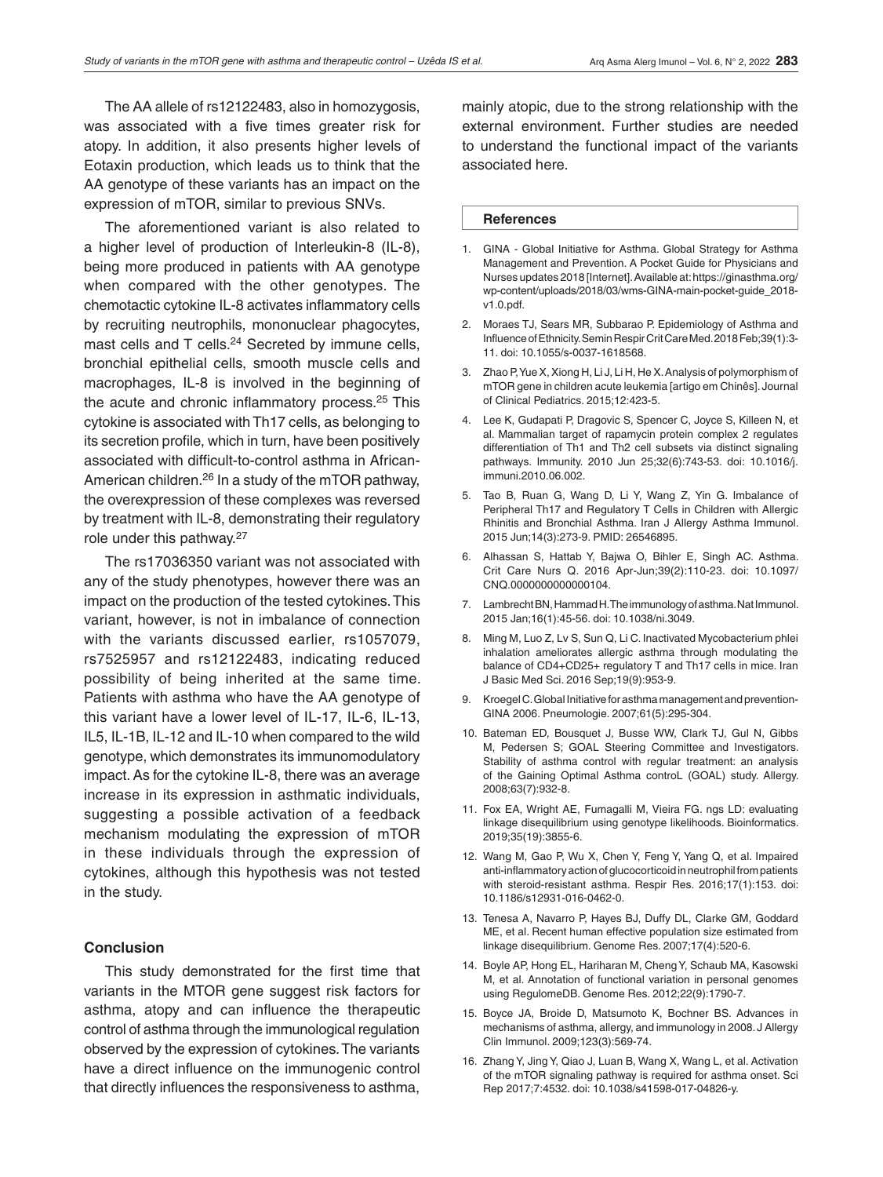The AA allele of rs12122483, also in homozygosis, was associated with a five times greater risk for atopy. In addition, it also presents higher levels of Eotaxin production, which leads us to think that the AA genotype of these variants has an impact on the expression of mTOR, similar to previous SNVs.

The aforementioned variant is also related to a higher level of production of Interleukin-8 (IL-8), being more produced in patients with AA genotype when compared with the other genotypes. The chemotactic cytokine IL-8 activates inflammatory cells by recruiting neutrophils, mononuclear phagocytes, mast cells and T cells.[24] Secreted by immune cells, bronchial epithelial cells, smooth muscle cells and macrophages, IL-8 is involved in the beginning of the acute and chronic inflammatory process.[25] This cytokine is associated with Th17 cells, as belonging to its secretion profile, which in turn, have been positively associated with difficult-to-control asthma in African-American children.[26] In a study of the mTOR pathway, the overexpression of these complexes was reversed by treatment with IL-8, demonstrating their regulatory role under this pathway.[27]

The rs17036350 variant was not associated with any of the study phenotypes, however there was an impact on the production of the tested cytokines. This variant, however, is not in imbalance of connection with the variants discussed earlier, rs1057079, rs7525957 and rs12122483, indicating reduced possibility of being inherited at the same time. Patients with asthma who have the AA genotype of this variant have a lower level of IL-17, IL-6, IL-13, IL5, IL-1B, IL-12 and IL-10 when compared to the wild genotype, which demonstrates its immunomodulatory impact. As for the cytokine IL-8, there was an average increase in its expression in asthmatic individuals, suggesting a possible activation of a feedback mechanism modulating the expression of mTOR in these individuals through the expression of cytokines, although this hypothesis was not tested in the study.

## Conclusion

This study demonstrated for the first time that variants in the MTOR gene suggest risk factors for asthma, atopy and can influence the therapeutic control of asthma through the immunological regulation observed by the expression of cytokines. The variants have a direct influence on the immunogenic control that directly influences the responsiveness to asthma, mainly atopic, due to the strong relationship with the external environment. Further studies are needed to understand the functional impact of the variants associated here.

## References

1. GINA - Global Initiative for Asthma. Global Strategy for Asthma Management and Prevention. A Pocket Guide for Physicians and Nurses updates 2018 [Internet]. Available at: https://ginasthma.org/wp-content/uploads/2018/03/wms-GINA-main-pocket-guide_2018-v1.0.pdf.
2. Moraes TJ, Sears MR, Subbarao P. Epidemiology of Asthma and Influence of Ethnicity. Semin Respir Crit Care Med. 2018 Feb;39(1):3-11. doi: 10.1055/s-0037-1618568.
3. Zhao P, Yue X, Xiong H, Li J, Li H, He X. Analysis of polymorphism of mTOR gene in children acute leukemia [artigo em Chinês]. Journal of Clinical Pediatrics. 2015;12:423-5.
4. Lee K, Gudapati P, Dragovic S, Spencer C, Joyce S, Killeen N, et al. Mammalian target of rapamycin protein complex 2 regulates differentiation of Th1 and Th2 cell subsets via distinct signaling pathways. Immunity. 2010 Jun 25;32(6):743-53. doi: 10.1016/j.immuni.2010.06.002.
5. Tao B, Ruan G, Wang D, Li Y, Wang Z, Yin G. Imbalance of Peripheral Th17 and Regulatory T Cells in Children with Allergic Rhinitis and Bronchial Asthma. Iran J Allergy Asthma Immunol. 2015 Jun;14(3):273-9. PMID: 26546895.
6. Alhassan S, Hattab Y, Bajwa O, Bihler E, Singh AC. Asthma. Crit Care Nurs Q. 2016 Apr-Jun;39(2):110-23. doi: 10.1097/CNQ.0000000000000104.
7. Lambrecht BN, Hammad H. The immunology of asthma. Nat Immunol. 2015 Jan;16(1):45-56. doi: 10.1038/ni.3049.
8. Ming M, Luo Z, Lv S, Sun Q, Li C. Inactivated Mycobacterium phlei inhalation ameliorates allergic asthma through modulating the balance of CD4+CD25+ regulatory T and Th17 cells in mice. Iran J Basic Med Sci. 2016 Sep;19(9):953-9.
9. Kroegel C. Global Initiative for asthma management and prevention-GINA 2006. Pneumologie. 2007;61(5):295-304.
10. Bateman ED, Bousquet J, Busse WW, Clark TJ, Gul N, Gibbs M, Pedersen S; GOAL Steering Committee and Investigators. Stability of asthma control with regular treatment: an analysis of the Gaining Optimal Asthma controL (GOAL) study. Allergy. 2008;63(7):932-8.
11. Fox EA, Wright AE, Fumagalli M, Vieira FG. ngs LD: evaluating linkage disequilibrium using genotype likelihoods. Bioinformatics. 2019;35(19):3855-6.
12. Wang M, Gao P, Wu X, Chen Y, Feng Y, Yang Q, et al. Impaired anti-inflammatory action of glucocorticoid in neutrophil from patients with steroid-resistant asthma. Respir Res. 2016;17(1):153. doi: 10.1186/s12931-016-0462-0.
13. Tenesa A, Navarro P, Hayes BJ, Duffy DL, Clarke GM, Goddard ME, et al. Recent human effective population size estimated from linkage disequilibrium. Genome Res. 2007;17(4):520-6.
14. Boyle AP, Hong EL, Hariharan M, Cheng Y, Schaub MA, Kasowski M, et al. Annotation of functional variation in personal genomes using RegulomeDB. Genome Res. 2012;22(9):1790-7.
15. Boyce JA, Broide D, Matsumoto K, Bochner BS. Advances in mechanisms of asthma, allergy, and immunology in 2008. J Allergy Clin Immunol. 2009;123(3):569-74.
16. Zhang Y, Jing Y, Qiao J, Luan B, Wang X, Wang L, et al. Activation of the mTOR signaling pathway is required for asthma onset. Sci Rep 2017;7:4532. doi: 10.1038/s41598-017-04826-y.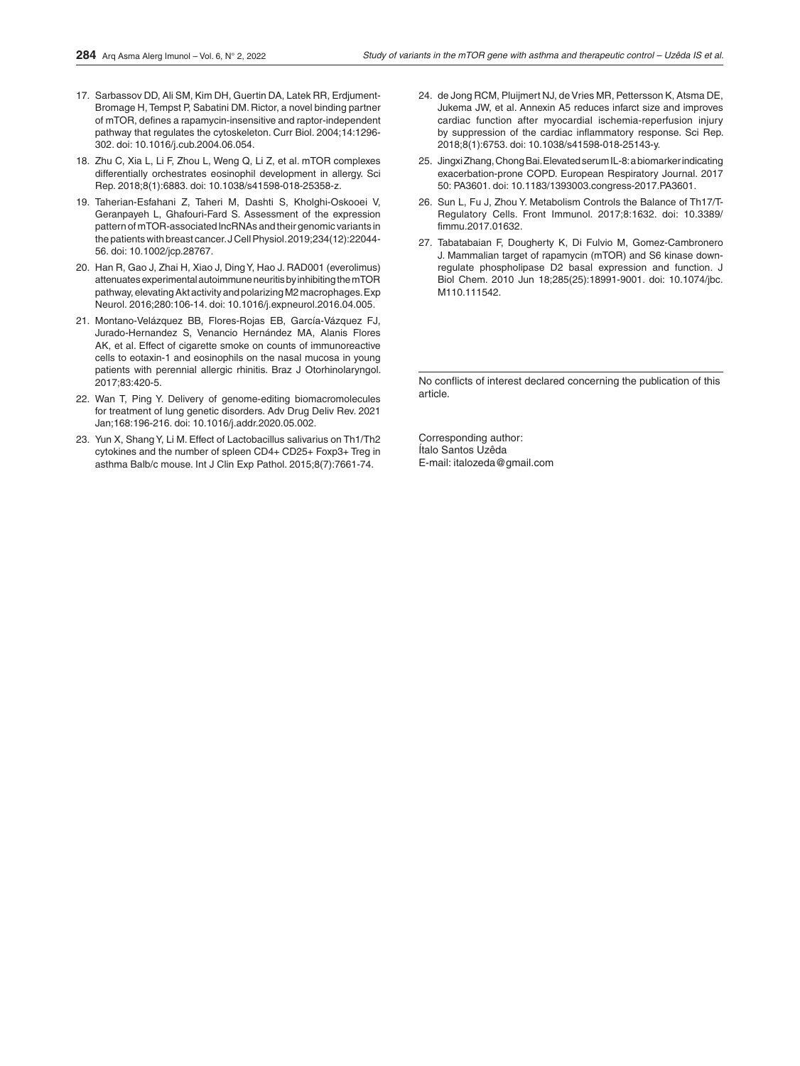17. Sarbassov DD, Ali SM, Kim DH, Guertin DA, Latek RR, Erdjument-Bromage H, Tempst P, Sabatini DM. Rictor, a novel binding partner of mTOR, defines a rapamycin-insensitive and raptor-independent pathway that regulates the cytoskeleton. Curr Biol. 2004;14:1296-302. doi: 10.1016/j.cub.2004.06.054.

18. Zhu C, Xia L, Li F, Zhou L, Weng Q, Li Z, et al. mTOR complexes differentially orchestrates eosinophil development in allergy. Sci Rep. 2018;8(1):6883. doi: 10.1038/s41598-018-25358-z.

19. Taherian-Esfahani Z, Taheri M, Dashti S, Kholghi-Oskooei V, Geranpayeh L, Ghafouri-Fard S. Assessment of the expression pattern of mTOR-associated lncRNAs and their genomic variants in the patients with breast cancer. J Cell Physiol. 2019;234(12):22044-56. doi: 10.1002/jcp.28767.

20. Han R, Gao J, Zhai H, Xiao J, Ding Y, Hao J. RAD001 (everolimus) attenuates experimental autoimmune neuritis by inhibiting the mTOR pathway, elevating Akt activity and polarizing M2 macrophages. Exp Neurol. 2016;280:106-14. doi: 10.1016/j.expneurol.2016.04.005.

21. Montano-Velázquez BB, Flores-Rojas EB, García-Vázquez FJ, Jurado-Hernandez S, Venancio Hernández MA, Alanis Flores AK, et al. Effect of cigarette smoke on counts of immunoreactive cells to eotaxin-1 and eosinophils on the nasal mucosa in young patients with perennial allergic rhinitis. Braz J Otorhinolaryngol. 2017;83:420-5.

22. Wan T, Ping Y. Delivery of genome-editing biomacromolecules for treatment of lung genetic disorders. Adv Drug Deliv Rev. 2021 Jan;168:196-216. doi: 10.1016/j.addr.2020.05.002.

23. Yun X, Shang Y, Li M. Effect of Lactobacillus salivarius on Th1/Th2 cytokines and the number of spleen CD4+ CD25+ Foxp3+ Treg in asthma Balb/c mouse. Int J Clin Exp Pathol. 2015;8(7):7661-74.

24. de Jong RCM, Pluijmert NJ, de Vries MR, Pettersson K, Atsma DE, Jukema JW, et al. Annexin A5 reduces infarct size and improves cardiac function after myocardial ischemia-reperfusion injury by suppression of the cardiac inflammatory response. Sci Rep. 2018;8(1):6753. doi: 10.1038/s41598-018-25143-y.

25. Jingxi Zhang, Chong Bai. Elevated serum IL-8: a biomarker indicating exacerbation-prone COPD. European Respiratory Journal. 2017 50: PA3601. doi: 10.1183/1393003.congress-2017.PA3601.

26. Sun L, Fu J, Zhou Y. Metabolism Controls the Balance of Th17/T-Regulatory Cells. Front Immunol. 2017;8:1632. doi: 10.3389/fimmu.2017.01632.

27. Tabatabaian F, Dougherty K, Di Fulvio M, Gomez-Cambronero J. Mammalian target of rapamycin (mTOR) and S6 kinase down-regulate phospholipase D2 basal expression and function. J Biol Chem. 2010 Jun 18;285(25):18991-9001. doi: 10.1074/jbc.M110.111542.

---

No conflicts of interest declared concerning the publication of this article.

Corresponding author:
Ítalo Santos Uzêda
E-mail: italozeda@gmail.com